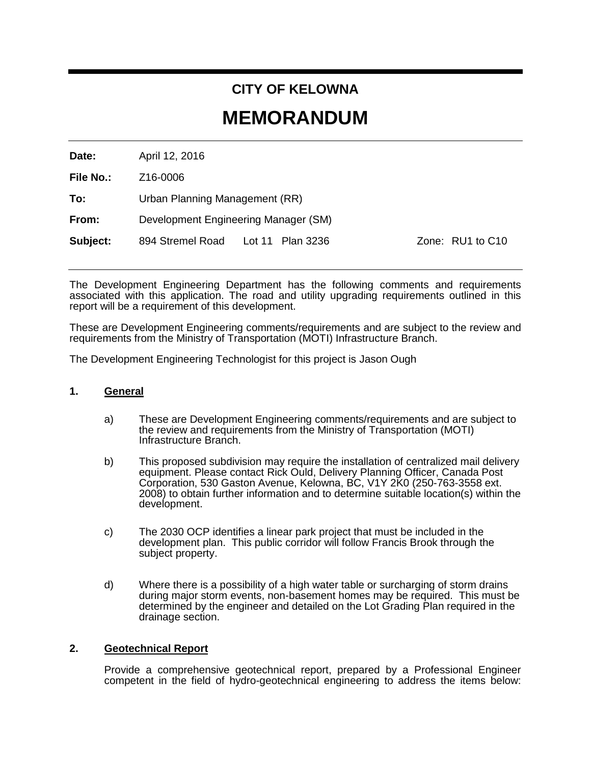# CITY OF KELOWNA

# MEMORANDUM

**Date:** April 12, 2016

**File No.:** Z16-0006

**To:** Urban Planning Management (RR)

**From:** Development Engineering Manager (SM)

**Subject:** 894 Stremel Road Lot 11 Plan 3236 Zone: RU1 to C10

The Development Engineering Department has the following comments and requirements associated with this application. The road and utility upgrading requirements outlined in this report will be a requirement of this development.

These are Development Engineering comments/requirements and are subject to the review and requirements from the Ministry of Transportation (MOTI) Infrastructure Branch.

The Development Engineering Technologist for this project is Jason Ough

## 1. General

a) These are Development Engineering comments/requirements and are subject to the review and requirements from the Ministry of Transportation (MOTI) Infrastructure Branch.

b) This proposed subdivision may require the installation of centralized mail delivery equipment. Please contact Rick Ould, Delivery Planning Officer, Canada Post Corporation, 530 Gaston Avenue, Kelowna, BC, V1Y 2K0 (250-763-3558 ext. 2008) to obtain further information and to determine suitable location(s) within the development.

c) The 2030 OCP identifies a linear park project that must be included in the development plan. This public corridor will follow Francis Brook through the subject property.

d) Where there is a possibility of a high water table or surcharging of storm drains during major storm events, non-basement homes may be required. This must be determined by the engineer and detailed on the Lot Grading Plan required in the drainage section.

## 2. Geotechnical Report

Provide a comprehensive geotechnical report, prepared by a Professional Engineer competent in the field of hydro-geotechnical engineering to address the items below: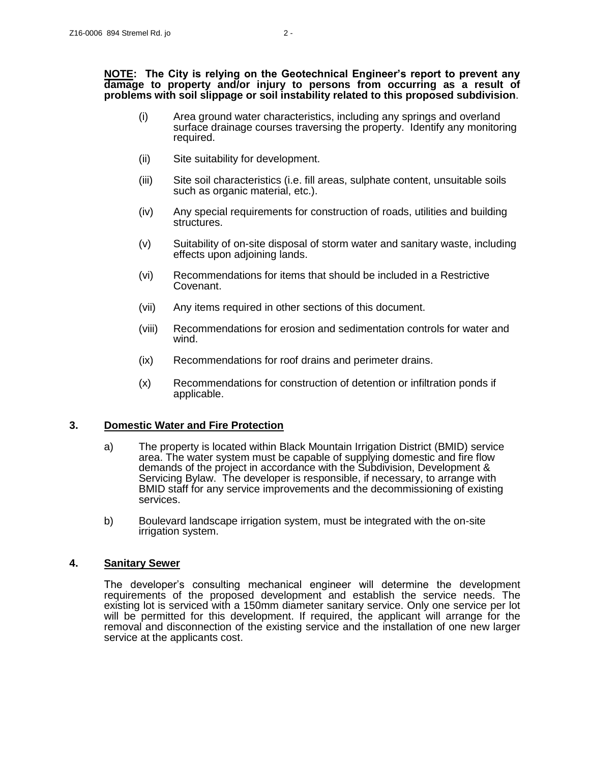**NOTE: The City is relying on the Geotechnical Engineer's report to prevent any damage to property and/or injury to persons from occurring as a result of problems with soil slippage or soil instability related to this proposed subdivision**.

(i) Area ground water characteristics, including any springs and overland surface drainage courses traversing the property. Identify any monitoring required.

(ii) Site suitability for development.

(iii) Site soil characteristics (i.e. fill areas, sulphate content, unsuitable soils such as organic material, etc.).

(iv) Any special requirements for construction of roads, utilities and building structures.

(v) Suitability of on-site disposal of storm water and sanitary waste, including effects upon adjoining lands.

(vi) Recommendations for items that should be included in a Restrictive Covenant.

(vii) Any items required in other sections of this document.

(viii) Recommendations for erosion and sedimentation controls for water and wind.

(ix) Recommendations for roof drains and perimeter drains.

(x) Recommendations for construction of detention or infiltration ponds if applicable.

## 3. Domestic Water and Fire Protection

a) The property is located within Black Mountain Irrigation District (BMID) service area. The water system must be capable of supplying domestic and fire flow demands of the project in accordance with the Subdivision, Development & Servicing Bylaw. The developer is responsible, if necessary, to arrange with BMID staff for any service improvements and the decommissioning of existing services.

b) Boulevard landscape irrigation system, must be integrated with the on-site irrigation system.

## 4. Sanitary Sewer

The developer's consulting mechanical engineer will determine the development requirements of the proposed development and establish the service needs. The existing lot is serviced with a 150mm diameter sanitary service. Only one service per lot will be permitted for this development. If required, the applicant will arrange for the removal and disconnection of the existing service and the installation of one new larger service at the applicants cost.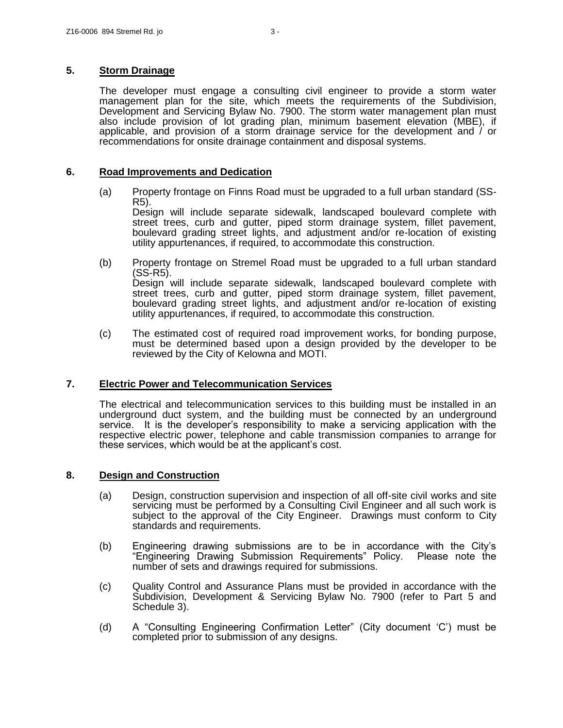## 5. Storm Drainage

The developer must engage a consulting civil engineer to provide a storm water management plan for the site, which meets the requirements of the Subdivision, Development and Servicing Bylaw No. 7900. The storm water management plan must also include provision of lot grading plan, minimum basement elevation (MBE), if applicable, and provision of a storm drainage service for the development and / or recommendations for onsite drainage containment and disposal systems.

## 6. Road Improvements and Dedication

(a) Property frontage on Finns Road must be upgraded to a full urban standard (SS-R5).
Design will include separate sidewalk, landscaped boulevard complete with street trees, curb and gutter, piped storm drainage system, fillet pavement, boulevard grading street lights, and adjustment and/or re-location of existing utility appurtenances, if required, to accommodate this construction.

(b) Property frontage on Stremel Road must be upgraded to a full urban standard (SS-R5).
Design will include separate sidewalk, landscaped boulevard complete with street trees, curb and gutter, piped storm drainage system, fillet pavement, boulevard grading street lights, and adjustment and/or re-location of existing utility appurtenances, if required, to accommodate this construction.

(c) The estimated cost of required road improvement works, for bonding purpose, must be determined based upon a design provided by the developer to be reviewed by the City of Kelowna and MOTI.

## 7. Electric Power and Telecommunication Services

The electrical and telecommunication services to this building must be installed in an underground duct system, and the building must be connected by an underground service. It is the developer's responsibility to make a servicing application with the respective electric power, telephone and cable transmission companies to arrange for these services, which would be at the applicant's cost.

## 8. Design and Construction

(a) Design, construction supervision and inspection of all off-site civil works and site servicing must be performed by a Consulting Civil Engineer and all such work is subject to the approval of the City Engineer. Drawings must conform to City standards and requirements.

(b) Engineering drawing submissions are to be in accordance with the City's "Engineering Drawing Submission Requirements" Policy. Please note the number of sets and drawings required for submissions.

(c) Quality Control and Assurance Plans must be provided in accordance with the Subdivision, Development & Servicing Bylaw No. 7900 (refer to Part 5 and Schedule 3).

(d) A "Consulting Engineering Confirmation Letter" (City document 'C') must be completed prior to submission of any designs.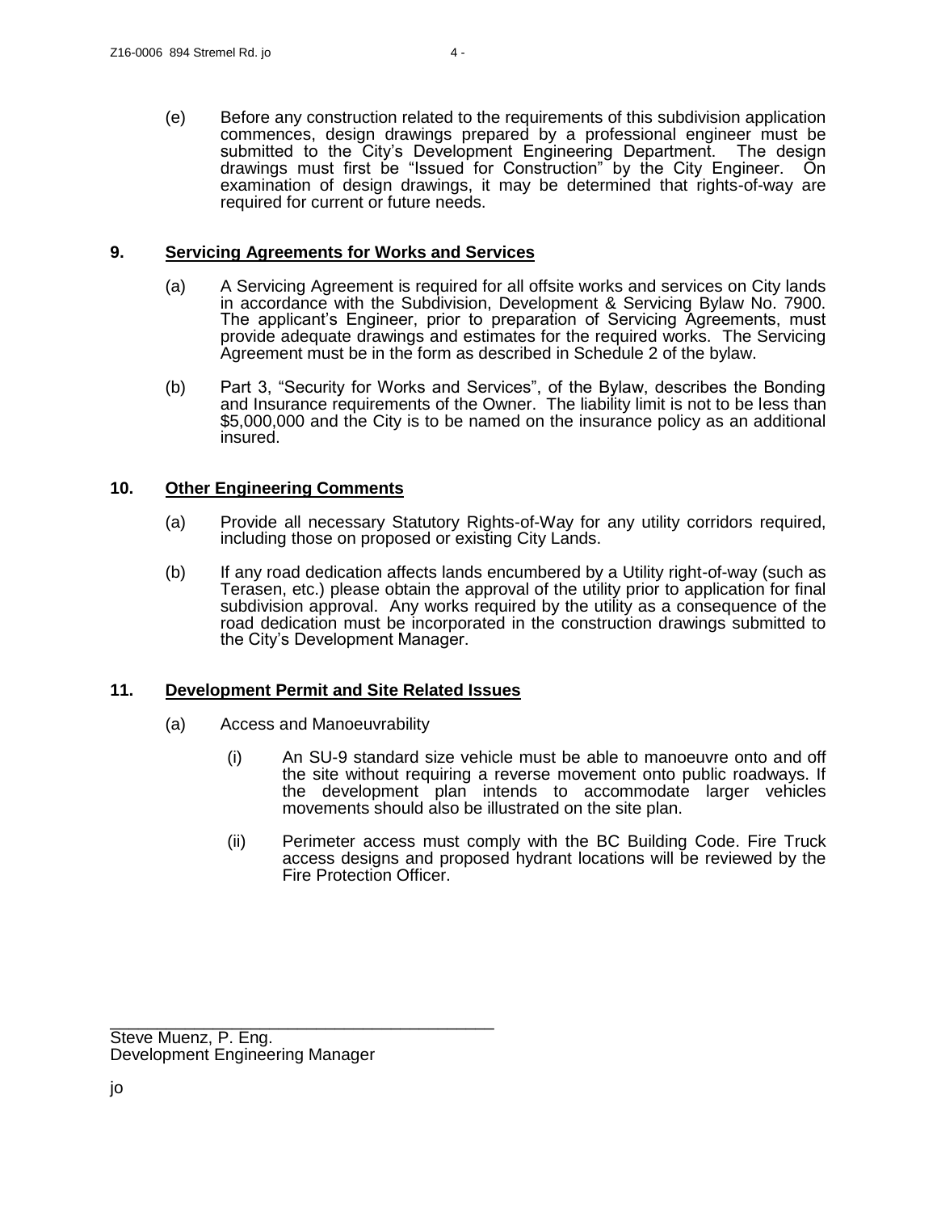(e) Before any construction related to the requirements of this subdivision application commences, design drawings prepared by a professional engineer must be submitted to the City's Development Engineering Department. The design drawings must first be "Issued for Construction" by the City Engineer. On examination of design drawings, it may be determined that rights-of-way are required for current or future needs.

## 9. Servicing Agreements for Works and Services

(a) A Servicing Agreement is required for all offsite works and services on City lands in accordance with the Subdivision, Development & Servicing Bylaw No. 7900. The applicant's Engineer, prior to preparation of Servicing Agreements, must provide adequate drawings and estimates for the required works. The Servicing Agreement must be in the form as described in Schedule 2 of the bylaw.

(b) Part 3, "Security for Works and Services", of the Bylaw, describes the Bonding and Insurance requirements of the Owner. The liability limit is not to be less than $5,000,000 and the City is to be named on the insurance policy as an additional insured.

## 10. Other Engineering Comments

(a) Provide all necessary Statutory Rights-of-Way for any utility corridors required, including those on proposed or existing City Lands.

(b) If any road dedication affects lands encumbered by a Utility right-of-way (such as Terasen, etc.) please obtain the approval of the utility prior to application for final subdivision approval. Any works required by the utility as a consequence of the road dedication must be incorporated in the construction drawings submitted to the City's Development Manager.

## 11. Development Permit and Site Related Issues

(a) Access and Manoeuvrability

(i) An SU-9 standard size vehicle must be able to manoeuvre onto and off the site without requiring a reverse movement onto public roadways. If the development plan intends to accommodate larger vehicles movements should also be illustrated on the site plan.

(ii) Perimeter access must comply with the BC Building Code. Fire Truck access designs and proposed hydrant locations will be reviewed by the Fire Protection Officer.

\_\_\_\_\_\_\_\_\_\_\_\_\_\_\_\_\_\_\_\_\_\_\_\_\_\_\_\_\_\_\_\_\_\_\_\_\_\_\_\_

Steve Muenz, P. Eng.
Development Engineering Manager

jo